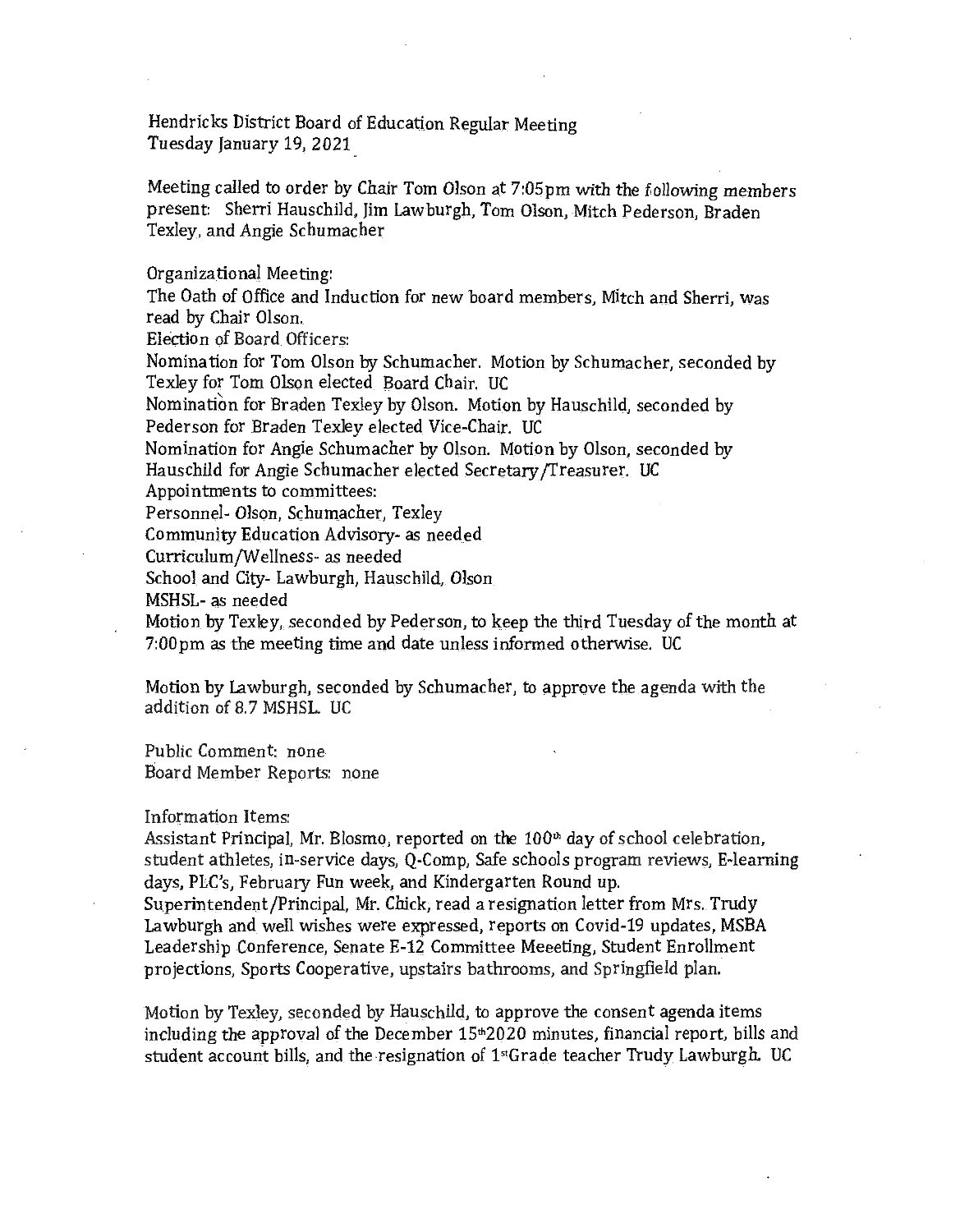Hendricks District Board of Education Regular Meeting
Tuesday January 19, 2021

Meeting called to order by Chair Tom Olson at 7:05pm with the following members present: Sherri Hauschild, Jim Lawburgh, Tom Olson, Mitch Pederson, Braden Texley, and Angie Schumacher

Organizational Meeting:
The Oath of Office and Induction for new board members, Mitch and Sherri, was read by Chair Olson.
Election of Board Officers:
Nomination for Tom Olson by Schumacher. Motion by Schumacher, seconded by Texley for Tom Olson elected Board Chair. UC
Nomination for Braden Texley by Olson. Motion by Hauschild, seconded by Pederson for Braden Texley elected Vice-Chair. UC
Nomination for Angie Schumacher by Olson. Motion by Olson, seconded by Hauschild for Angie Schumacher elected Secretary/Treasurer. UC
Appointments to committees:
Personnel- Olson, Schumacher, Texley
Community Education Advisory- as needed
Curriculum/Wellness- as needed
School and City- Lawburgh, Hauschild, Olson
MSHSL- as needed
Motion by Texley, seconded by Pederson, to keep the third Tuesday of the month at 7:00pm as the meeting time and date unless informed otherwise. UC

Motion by Lawburgh, seconded by Schumacher, to approve the agenda with the addition of 8.7 MSHSL. UC

Public Comment: none
Board Member Reports: none

Information Items:
Assistant Principal, Mr. Blosmo, reported on the 100th day of school celebration, student athletes, in-service days, Q-Comp, Safe schools program reviews, E-learning days, PLC's, February Fun week, and Kindergarten Round up.
Superintendent/Principal, Mr. Chick, read a resignation letter from Mrs. Trudy Lawburgh and well wishes were expressed, reports on Covid-19 updates, MSBA Leadership Conference, Senate E-12 Committee Meeeting, Student Enrollment projections, Sports Cooperative, upstairs bathrooms, and Springfield plan.

Motion by Texley, seconded by Hauschild, to approve the consent agenda items including the approval of the December 15th 2020 minutes, financial report, bills and student account bills, and the resignation of 1st Grade teacher Trudy Lawburgh. UC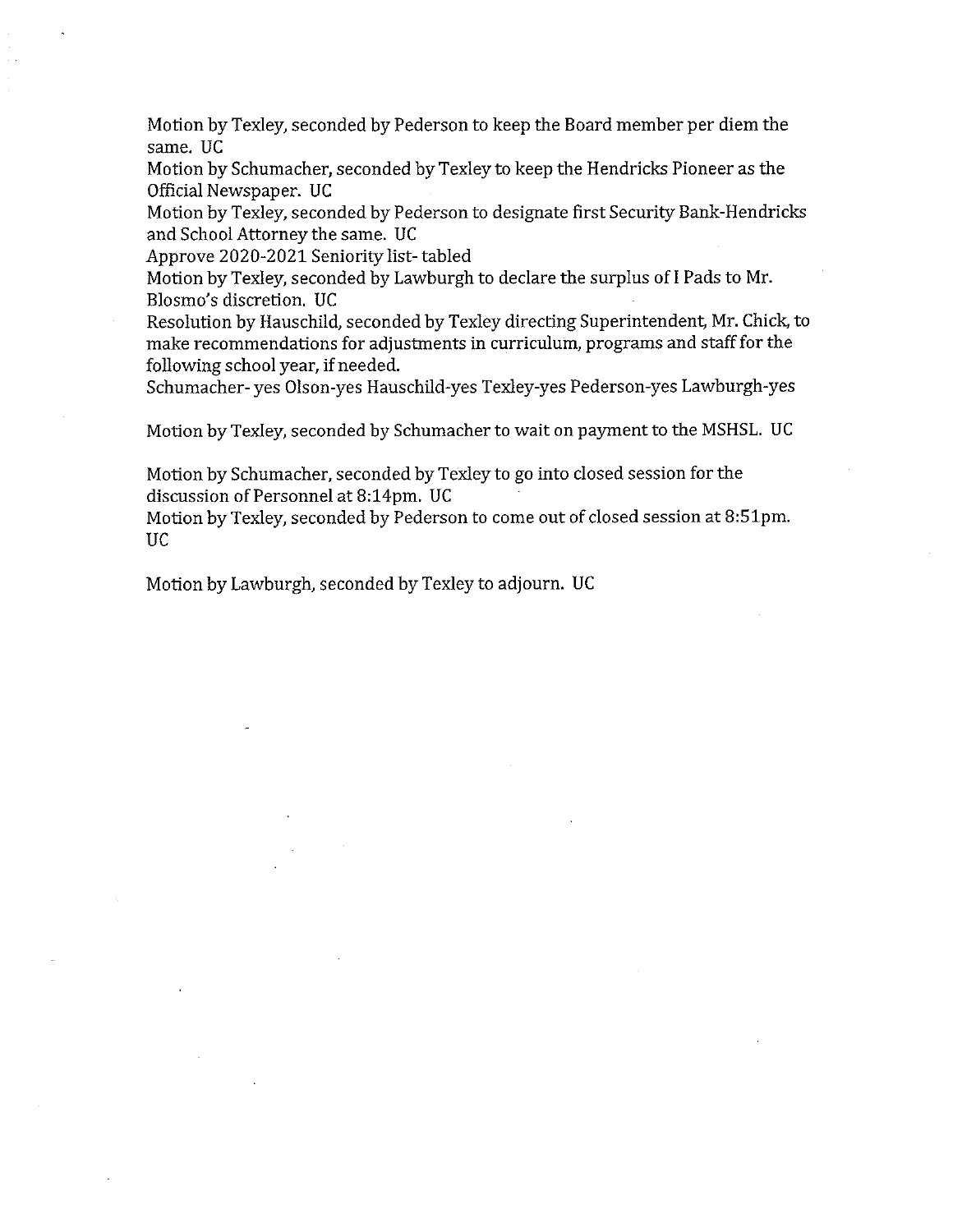Motion by Texley, seconded by Pederson to keep the Board member per diem the same. UC

Motion by Schumacher, seconded by Texley to keep the Hendricks Pioneer as the Official Newspaper. UC

Motion by Texley, seconded by Pederson to designate first Security Bank-Hendricks and School Attorney the same. UC

Approve 2020-2021 Seniority list- tabled

Motion by Texley, seconded by Lawburgh to declare the surplus of I Pads to Mr. Blosmo's discretion. UC

Resolution by Hauschild, seconded by Texley directing Superintendent, Mr. Chick, to make recommendations for adjustments in curriculum, programs and staff for the following school year, if needed.

Schumacher- yes Olson-yes Hauschild-yes Texley-yes Pederson-yes Lawburgh-yes

Motion by Texley, seconded by Schumacher to wait on payment to the MSHSL. UC

Motion by Schumacher, seconded by Texley to go into closed session for the discussion of Personnel at 8:14pm. UC

Motion by Texley, seconded by Pederson to come out of closed session at 8:51pm. UC

Motion by Lawburgh, seconded by Texley to adjourn. UC